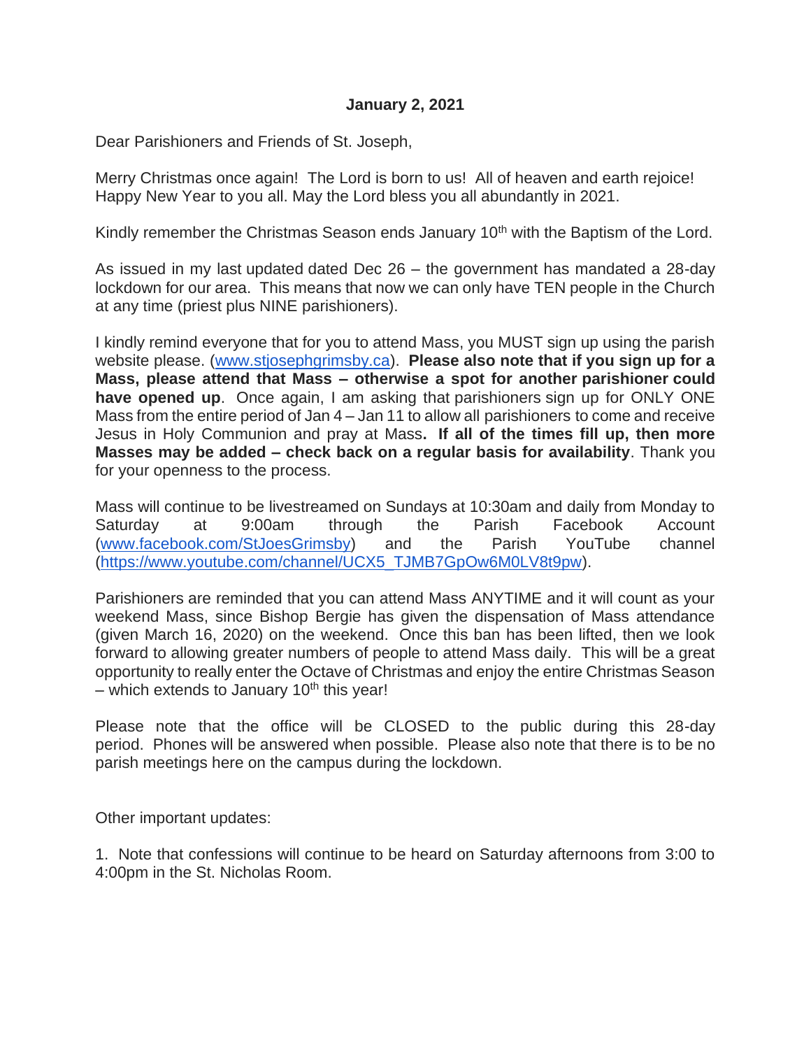**January 2, 2021**

Dear Parishioners and Friends of St. Joseph,

Merry Christmas once again! The Lord is born to us! All of heaven and earth rejoice! Happy New Year to you all. May the Lord bless you all abundantly in 2021.

Kindly remember the Christmas Season ends January 10th with the Baptism of the Lord.

As issued in my last updated dated Dec 26 – the government has mandated a 28-day lockdown for our area. This means that now we can only have TEN people in the Church at any time (priest plus NINE parishioners).

I kindly remind everyone that for you to attend Mass, you MUST sign up using the parish website please. ([www.stjosephgrimsby.ca](www.stjosephgrimsby.ca)). **Please also note that if you sign up for a Mass, please attend that Mass – otherwise a spot for another parishioner could have opened up**. Once again, I am asking that parishioners sign up for ONLY ONE Mass from the entire period of Jan 4 – Jan 11 to allow all parishioners to come and receive Jesus in Holy Communion and pray at Mass**. If all of the times fill up, then more Masses may be added – check back on a regular basis for availability**. Thank you for your openness to the process.

Mass will continue to be livestreamed on Sundays at 10:30am and daily from Monday to Saturday at 9:00am through the Parish Facebook Account ([www.facebook.com/StJoesGrimsby](www.facebook.com/StJoesGrimsby)) and the Parish YouTube channel ([https://www.youtube.com/channel/UCX5_TJMB7GpOw6M0LV8t9pw](https://www.youtube.com/channel/UCX5_TJMB7GpOw6M0LV8t9pw)).

Parishioners are reminded that you can attend Mass ANYTIME and it will count as your weekend Mass, since Bishop Bergie has given the dispensation of Mass attendance (given March 16, 2020) on the weekend. Once this ban has been lifted, then we look forward to allowing greater numbers of people to attend Mass daily. This will be a great opportunity to really enter the Octave of Christmas and enjoy the entire Christmas Season – which extends to January 10th this year!

Please note that the office will be CLOSED to the public during this 28-day period. Phones will be answered when possible. Please also note that there is to be no parish meetings here on the campus during the lockdown.

Other important updates:

1. Note that confessions will continue to be heard on Saturday afternoons from 3:00 to 4:00pm in the St. Nicholas Room.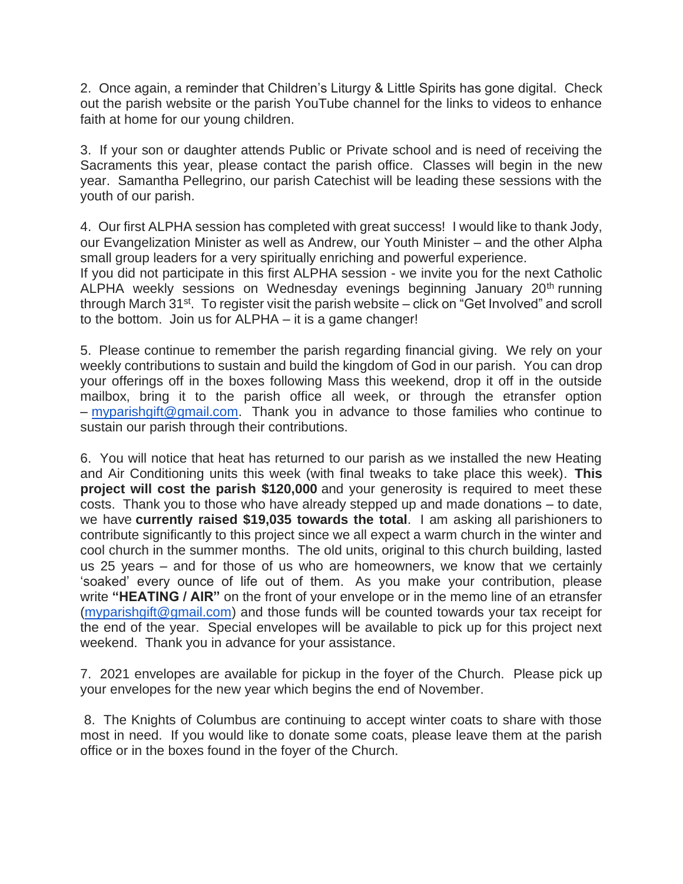2. Once again, a reminder that Children's Liturgy & Little Spirits has gone digital. Check out the parish website or the parish YouTube channel for the links to videos to enhance faith at home for our young children.

3. If your son or daughter attends Public or Private school and is need of receiving the Sacraments this year, please contact the parish office. Classes will begin in the new year. Samantha Pellegrino, our parish Catechist will be leading these sessions with the youth of our parish.

4. Our first ALPHA session has completed with great success! I would like to thank Jody, our Evangelization Minister as well as Andrew, our Youth Minister – and the other Alpha small group leaders for a very spiritually enriching and powerful experience.
If you did not participate in this first ALPHA session - we invite you for the next Catholic ALPHA weekly sessions on Wednesday evenings beginning January 20th running through March 31st. To register visit the parish website – click on "Get Involved" and scroll to the bottom. Join us for ALPHA – it is a game changer!

5. Please continue to remember the parish regarding financial giving. We rely on your weekly contributions to sustain and build the kingdom of God in our parish. You can drop your offerings off in the boxes following Mass this weekend, drop it off in the outside mailbox, bring it to the parish office all week, or through the etransfer option – myparishgift@gmail.com. Thank you in advance to those families who continue to sustain our parish through their contributions.

6. You will notice that heat has returned to our parish as we installed the new Heating and Air Conditioning units this week (with final tweaks to take place this week). **This project will cost the parish $120,000** and your generosity is required to meet these costs. Thank you to those who have already stepped up and made donations – to date, we have **currently raised $19,035 towards the total**. I am asking all parishioners to contribute significantly to this project since we all expect a warm church in the winter and cool church in the summer months. The old units, original to this church building, lasted us 25 years – and for those of us who are homeowners, we know that we certainly 'soaked' every ounce of life out of them. As you make your contribution, please write **"HEATING / AIR"** on the front of your envelope or in the memo line of an etransfer (myparishgift@gmail.com) and those funds will be counted towards your tax receipt for the end of the year. Special envelopes will be available to pick up for this project next weekend. Thank you in advance for your assistance.

7. 2021 envelopes are available for pickup in the foyer of the Church. Please pick up your envelopes for the new year which begins the end of November.

8. The Knights of Columbus are continuing to accept winter coats to share with those most in need. If you would like to donate some coats, please leave them at the parish office or in the boxes found in the foyer of the Church.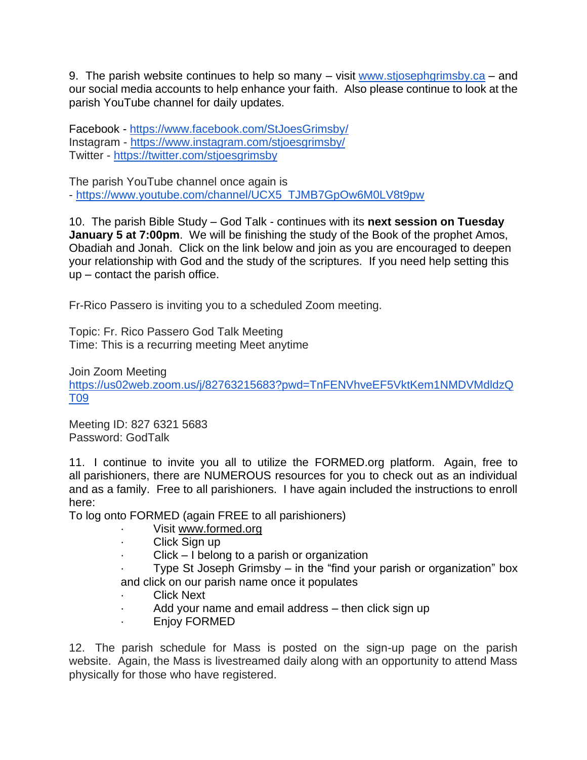9. The parish website continues to help so many – visit [www.stjosephgrimsby.ca](http://www.stjosephgrimsby.ca) – and our social media accounts to help enhance your faith. Also please continue to look at the parish YouTube channel for daily updates.

Facebook - [https://www.facebook.com/StJoesGrimsby/](https://www.facebook.com/StJoesGrimsby/)
Instagram - [https://www.instagram.com/stjoesgrimsby/](https://www.instagram.com/stjoesgrimsby/)
Twitter - [https://twitter.com/stjoesgrimsby](https://twitter.com/stjoesgrimsby)

The parish YouTube channel once again is
- [https://www.youtube.com/channel/UCX5_TJMB7GpOw6M0LV8t9pw](https://www.youtube.com/channel/UCX5_TJMB7GpOw6M0LV8t9pw)

10. The parish Bible Study – God Talk - continues with its **next session on Tuesday January 5 at 7:00pm**. We will be finishing the study of the Book of the prophet Amos, Obadiah and Jonah. Click on the link below and join as you are encouraged to deepen your relationship with God and the study of the scriptures. If you need help setting this up – contact the parish office.

Fr-Rico Passero is inviting you to a scheduled Zoom meeting.

Topic: Fr. Rico Passero God Talk Meeting
Time: This is a recurring meeting Meet anytime

Join Zoom Meeting
[https://us02web.zoom.us/j/82763215683?pwd=TnFENVhveEF5VktKem1NMDVMdldzQT09](https://us02web.zoom.us/j/82763215683?pwd=TnFENVhveEF5VktKem1NMDVMdldzQT09)

Meeting ID: 827 6321 5683
Password: GodTalk

11. I continue to invite you all to utilize the FORMED.org platform. Again, free to all parishioners, there are NUMEROUS resources for you to check out as an individual and as a family. Free to all parishioners. I have again included the instructions to enroll here:

To log onto FORMED (again FREE to all parishioners)

- Visit [www.formed.org](http://www.formed.org)
- Click Sign up
- Click – I belong to a parish or organization
- Type St Joseph Grimsby – in the "find your parish or organization" box and click on our parish name once it populates
- Click Next
- Add your name and email address – then click sign up
- Enjoy FORMED

12. The parish schedule for Mass is posted on the sign-up page on the parish website. Again, the Mass is livestreamed daily along with an opportunity to attend Mass physically for those who have registered.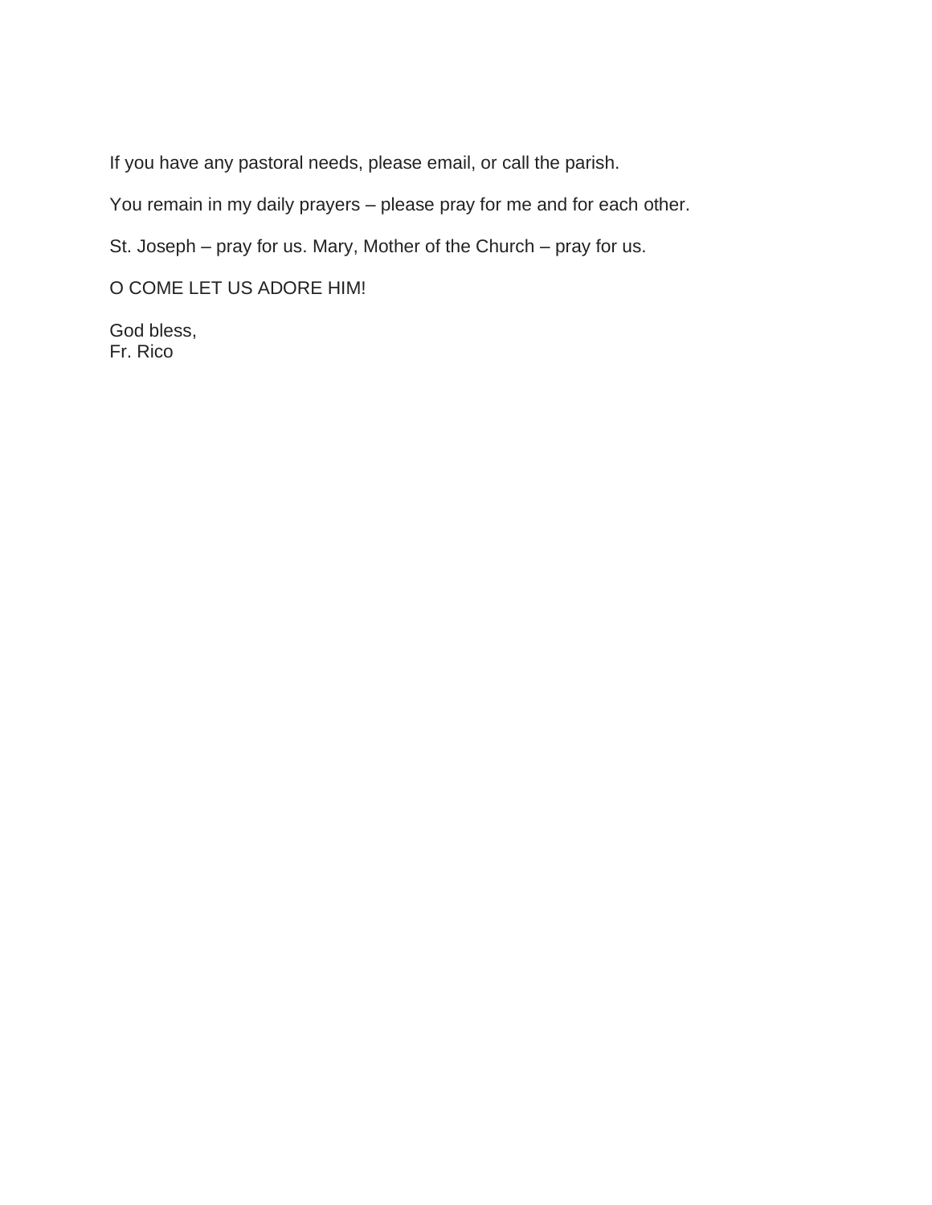If you have any pastoral needs, please email, or call the parish.

You remain in my daily prayers – please pray for me and for each other.

St. Joseph – pray for us. Mary, Mother of the Church – pray for us.

O COME LET US ADORE HIM!

God bless,
Fr. Rico